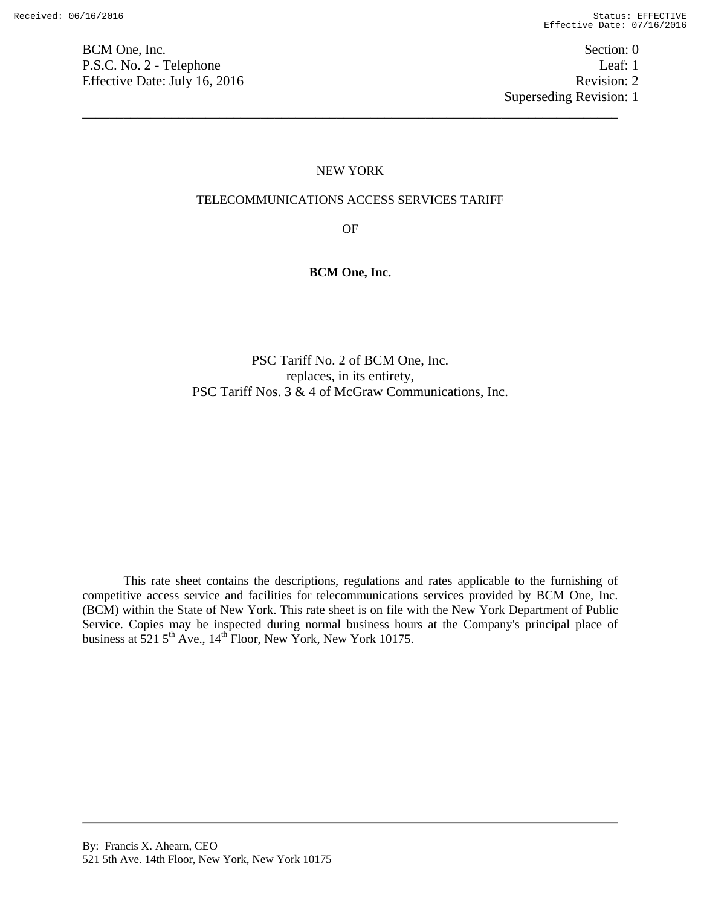BCM One, Inc. Section: 0
P.S.C. No. 2 - Telephone Leaf: 1
Effective Date: July 16, 2016 Revision: 2
Superseding Revision: 1

NEW YORK

TELECOMMUNICATIONS ACCESS SERVICES TARIFF

OF

**BCM One, Inc.**

PSC Tariff No. 2 of BCM One, Inc.
replaces, in its entirety,
PSC Tariff Nos. 3 & 4 of McGraw Communications, Inc.

This rate sheet contains the descriptions, regulations and rates applicable to the furnishing of competitive access service and facilities for telecommunications services provided by BCM One, Inc. (BCM) within the State of New York. This rate sheet is on file with the New York Department of Public Service. Copies may be inspected during normal business hours at the Company's principal place of business at 521 5th Ave., 14th Floor, New York, New York 10175.

By: Francis X. Ahearn, CEO
521 5th Ave. 14th Floor, New York, New York 10175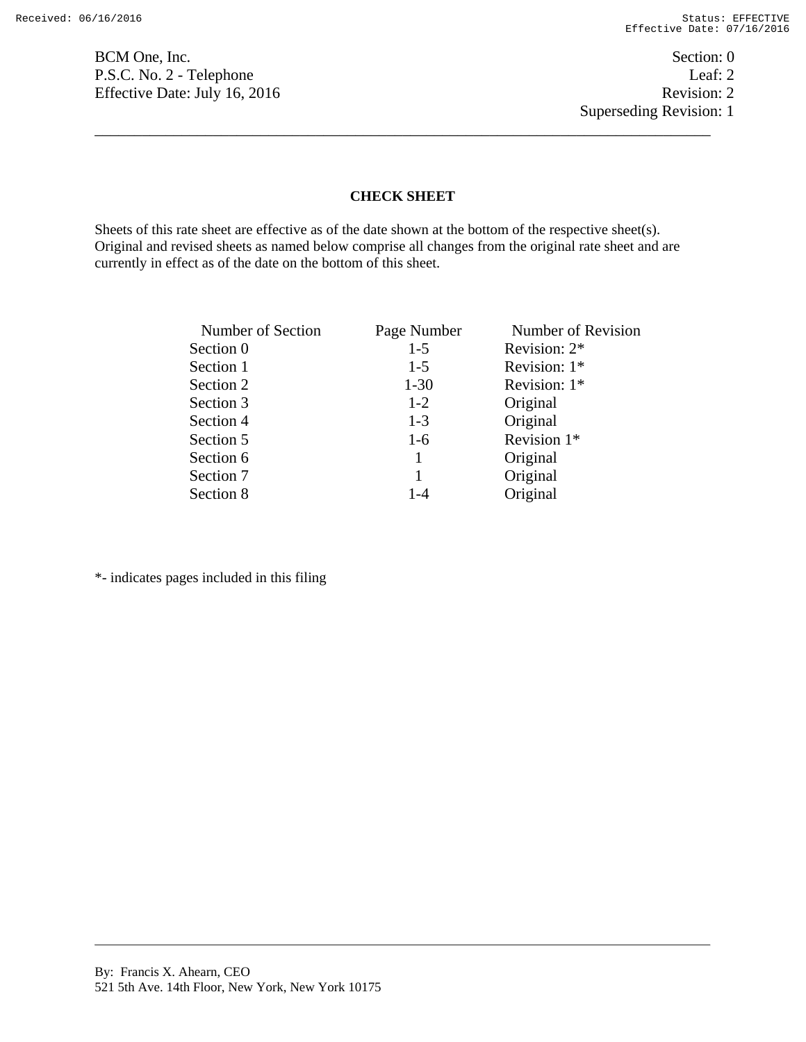BCM One, Inc.
P.S.C. No. 2 - Telephone
Effective Date: July 16, 2016

Section: 0
Leaf: 2
Revision: 2
Superseding Revision: 1

## CHECK SHEET

Sheets of this rate sheet are effective as of the date shown at the bottom of the respective sheet(s). Original and revised sheets as named below comprise all changes from the original rate sheet and are currently in effect as of the date on the bottom of this sheet.

| Number of Section | Page Number | Number of Revision |
|---|---|---|
| Section 0 | 1-5 | Revision: 2* |
| Section 1 | 1-5 | Revision: 1* |
| Section 2 | 1-30 | Revision: 1* |
| Section 3 | 1-2 | Original |
| Section 4 | 1-3 | Original |
| Section 5 | 1-6 | Revision 1* |
| Section 6 | 1 | Original |
| Section 7 | 1 | Original |
| Section 8 | 1-4 | Original |

*- indicates pages included in this filing

By: Francis X. Ahearn, CEO
521 5th Ave. 14th Floor, New York, New York 10175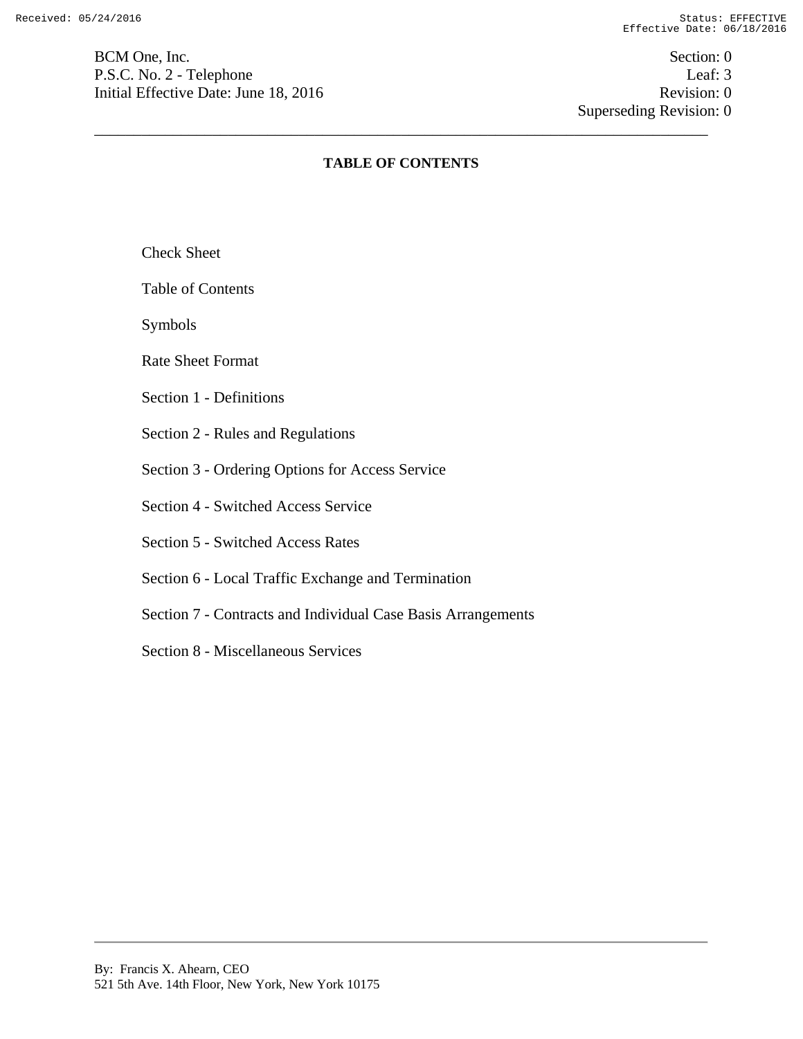# TABLE OF CONTENTS

Check Sheet

Table of Contents

Symbols

Rate Sheet Format

Section 1 - Definitions

Section 2 - Rules and Regulations

Section 3 - Ordering Options for Access Service

Section 4 - Switched Access Service

Section 5 - Switched Access Rates

Section 6 - Local Traffic Exchange and Termination

Section 7 - Contracts and Individual Case Basis Arrangements

Section 8 - Miscellaneous Services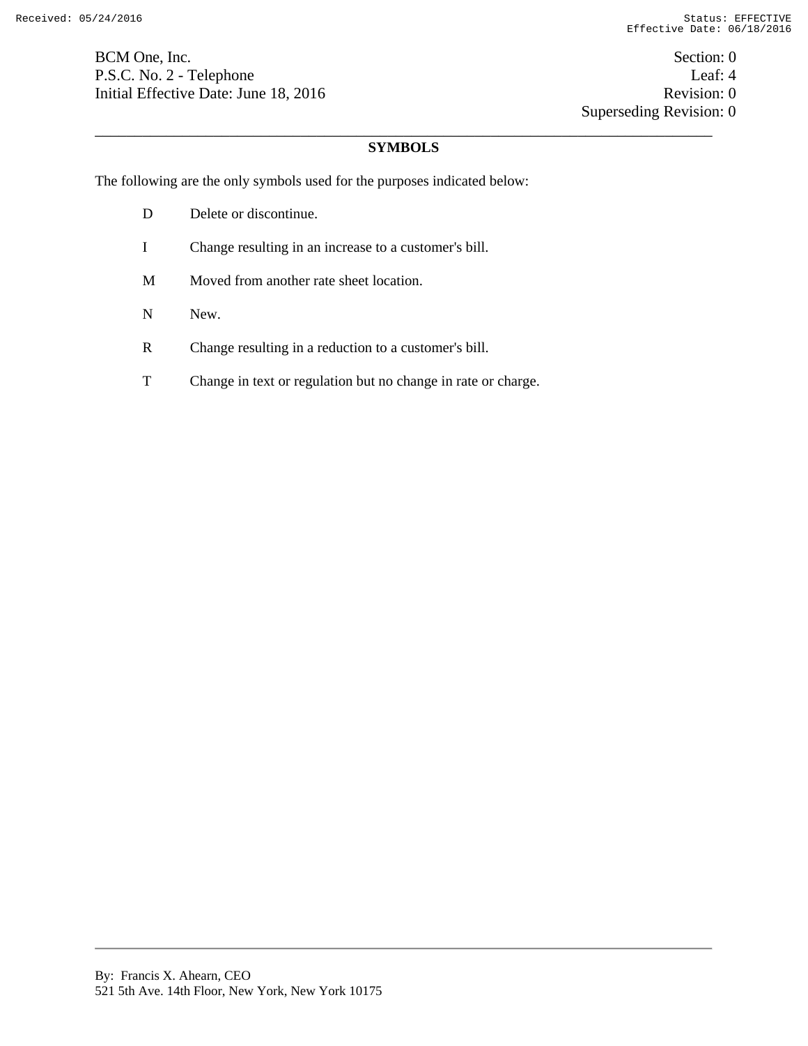BCM One, Inc.
P.S.C. No. 2 - Telephone
Initial Effective Date: June 18, 2016

Section: 0
Leaf: 4
Revision: 0
Superseding Revision: 0

## SYMBOLS

The following are the only symbols used for the purposes indicated below:

| | |
|---|---|
| D | Delete or discontinue. |
| I | Change resulting in an increase to a customer's bill. |
| M | Moved from another rate sheet location. |
| N | New. |
| R | Change resulting in a reduction to a customer's bill. |
| T | Change in text or regulation but no change in rate or charge. |

By: Francis X. Ahearn, CEO
521 5th Ave. 14th Floor, New York, New York 10175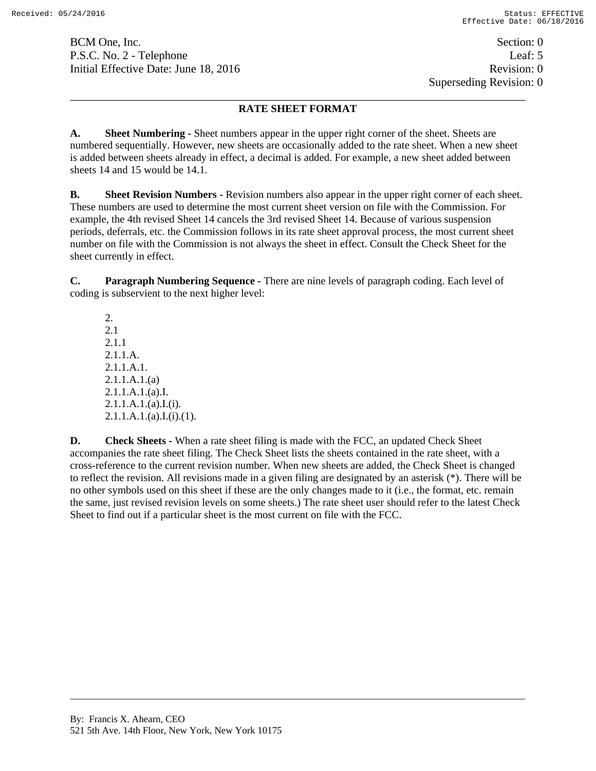BCM One, Inc.
P.S.C. No. 2 - Telephone
Initial Effective Date: June 18, 2016

Section: 0
Leaf: 5
Revision: 0
Superseding Revision: 0

## RATE SHEET FORMAT

**A. Sheet Numbering -** Sheet numbers appear in the upper right corner of the sheet. Sheets are numbered sequentially. However, new sheets are occasionally added to the rate sheet. When a new sheet is added between sheets already in effect, a decimal is added. For example, a new sheet added between sheets 14 and 15 would be 14.1.

**B. Sheet Revision Numbers -** Revision numbers also appear in the upper right corner of each sheet. These numbers are used to determine the most current sheet version on file with the Commission. For example, the 4th revised Sheet 14 cancels the 3rd revised Sheet 14. Because of various suspension periods, deferrals, etc. the Commission follows in its rate sheet approval process, the most current sheet number on file with the Commission is not always the sheet in effect. Consult the Check Sheet for the sheet currently in effect.

**C. Paragraph Numbering Sequence -** There are nine levels of paragraph coding. Each level of coding is subservient to the next higher level:

2.
2.1
2.1.1
2.1.1.A.
2.1.1.A.1.
2.1.1.A.1.(a)
2.1.1.A.1.(a).I.
2.1.1.A.1.(a).I.(i).
2.1.1.A.1.(a).I.(i).(1).

**D. Check Sheets -** When a rate sheet filing is made with the FCC, an updated Check Sheet accompanies the rate sheet filing. The Check Sheet lists the sheets contained in the rate sheet, with a cross-reference to the current revision number. When new sheets are added, the Check Sheet is changed to reflect the revision. All revisions made in a given filing are designated by an asterisk (*). There will be no other symbols used on this sheet if these are the only changes made to it (i.e., the format, etc. remain the same, just revised revision levels on some sheets.) The rate sheet user should refer to the latest Check Sheet to find out if a particular sheet is the most current on file with the FCC.

By: Francis X. Ahearn, CEO
521 5th Ave. 14th Floor, New York, New York 10175